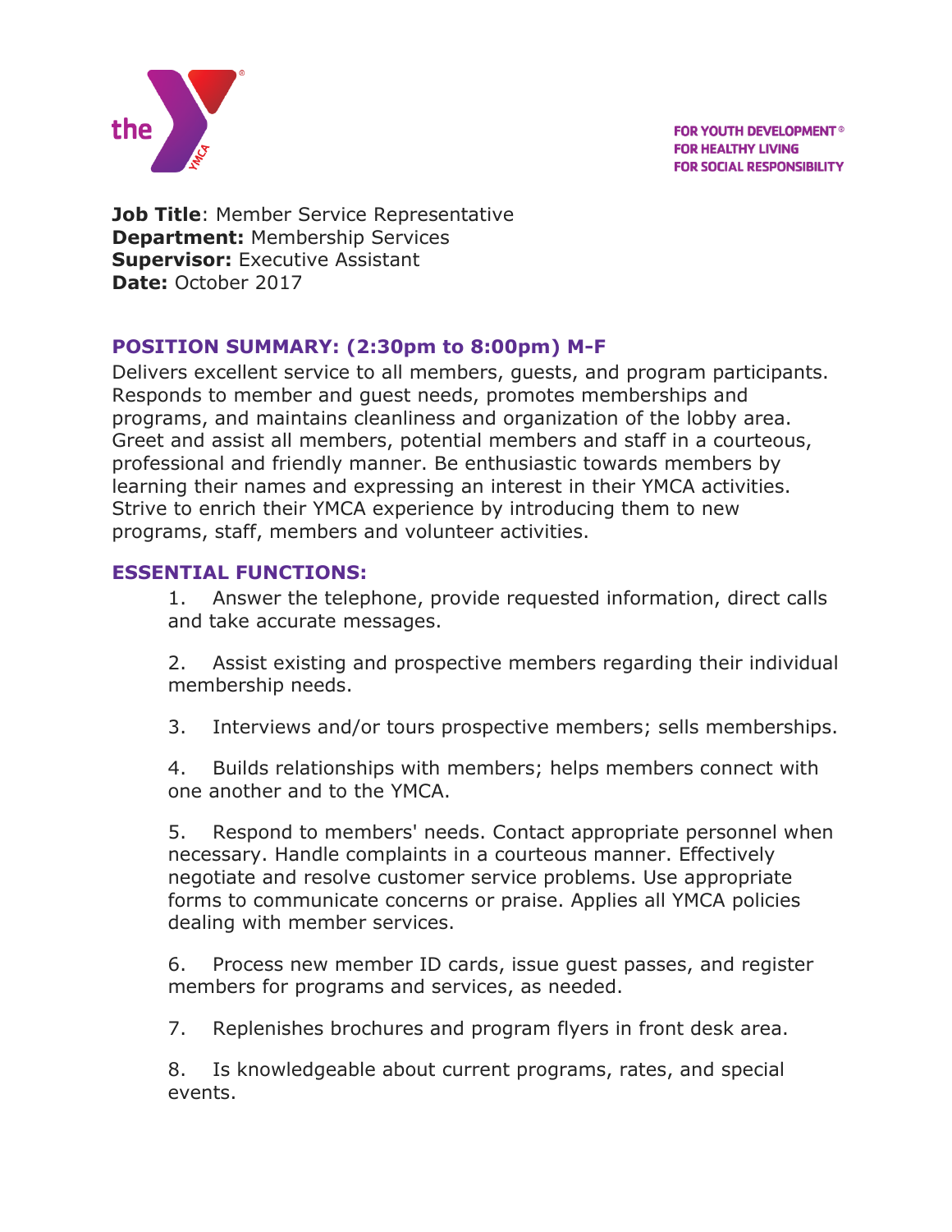FOR YOUTH DEVELOPMENT®
FOR HEALTHY LIVING
FOR SOCIAL RESPONSIBILITY

**Job Title**: Member Service Representative
**Department:** Membership Services
**Supervisor:** Executive Assistant
**Date:** October 2017

## POSITION SUMMARY: (2:30pm to 8:00pm) M-F

Delivers excellent service to all members, guests, and program participants. Responds to member and guest needs, promotes memberships and programs, and maintains cleanliness and organization of the lobby area. Greet and assist all members, potential members and staff in a courteous, professional and friendly manner. Be enthusiastic towards members by learning their names and expressing an interest in their YMCA activities. Strive to enrich their YMCA experience by introducing them to new programs, staff, members and volunteer activities.

## ESSENTIAL FUNCTIONS:

1. Answer the telephone, provide requested information, direct calls and take accurate messages.

2. Assist existing and prospective members regarding their individual membership needs.

3. Interviews and/or tours prospective members; sells memberships.

4. Builds relationships with members; helps members connect with one another and to the YMCA.

5. Respond to members' needs. Contact appropriate personnel when necessary. Handle complaints in a courteous manner. Effectively negotiate and resolve customer service problems. Use appropriate forms to communicate concerns or praise. Applies all YMCA policies dealing with member services.

6. Process new member ID cards, issue guest passes, and register members for programs and services, as needed.

7. Replenishes brochures and program flyers in front desk area.

8. Is knowledgeable about current programs, rates, and special events.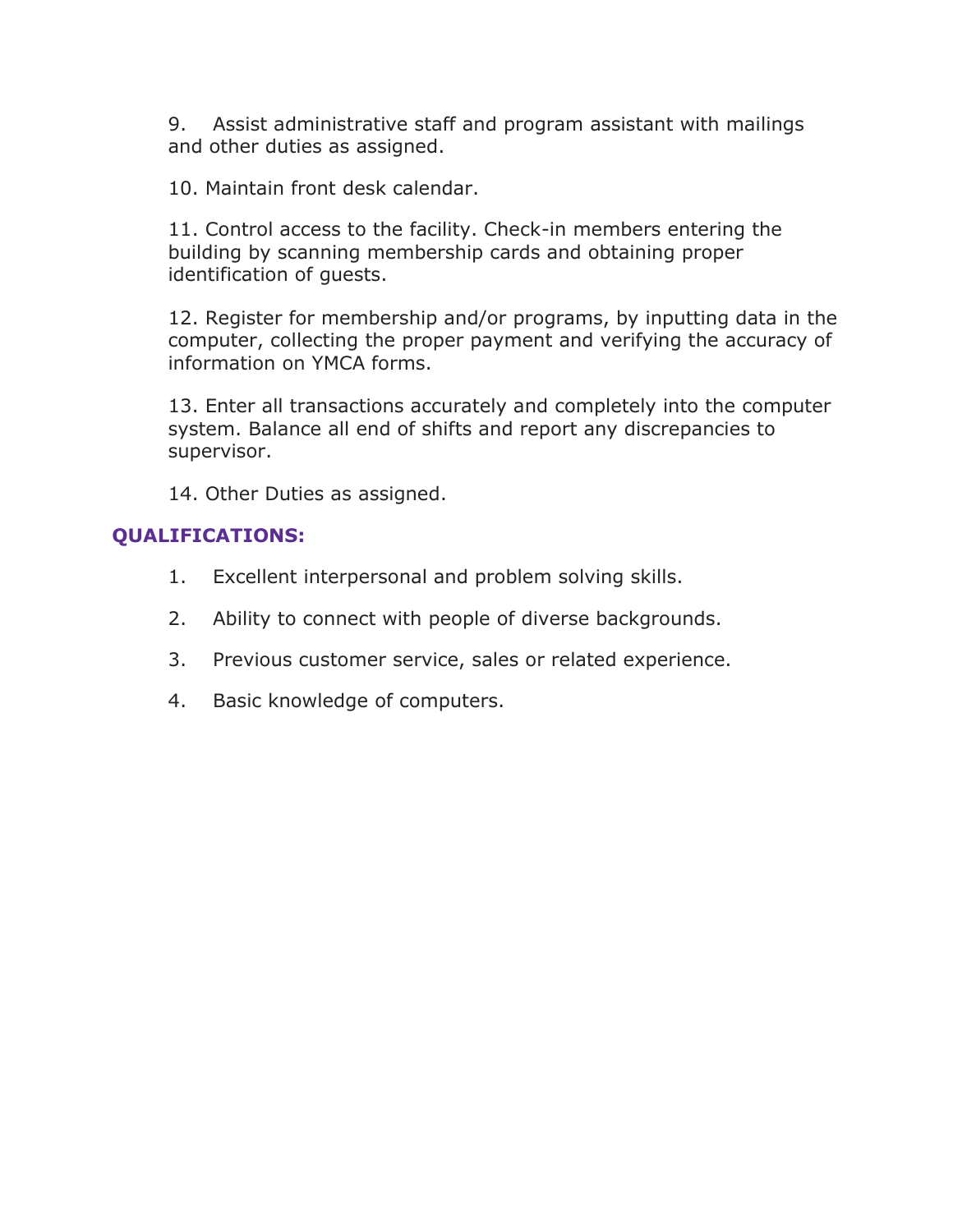9. Assist administrative staff and program assistant with mailings and other duties as assigned.

10. Maintain front desk calendar.

11. Control access to the facility. Check-in members entering the building by scanning membership cards and obtaining proper identification of guests.

12. Register for membership and/or programs, by inputting data in the computer, collecting the proper payment and verifying the accuracy of information on YMCA forms.

13. Enter all transactions accurately and completely into the computer system. Balance all end of shifts and report any discrepancies to supervisor.

14. Other Duties as assigned.

## QUALIFICATIONS:

1. Excellent interpersonal and problem solving skills.
2. Ability to connect with people of diverse backgrounds.
3. Previous customer service, sales or related experience.
4. Basic knowledge of computers.